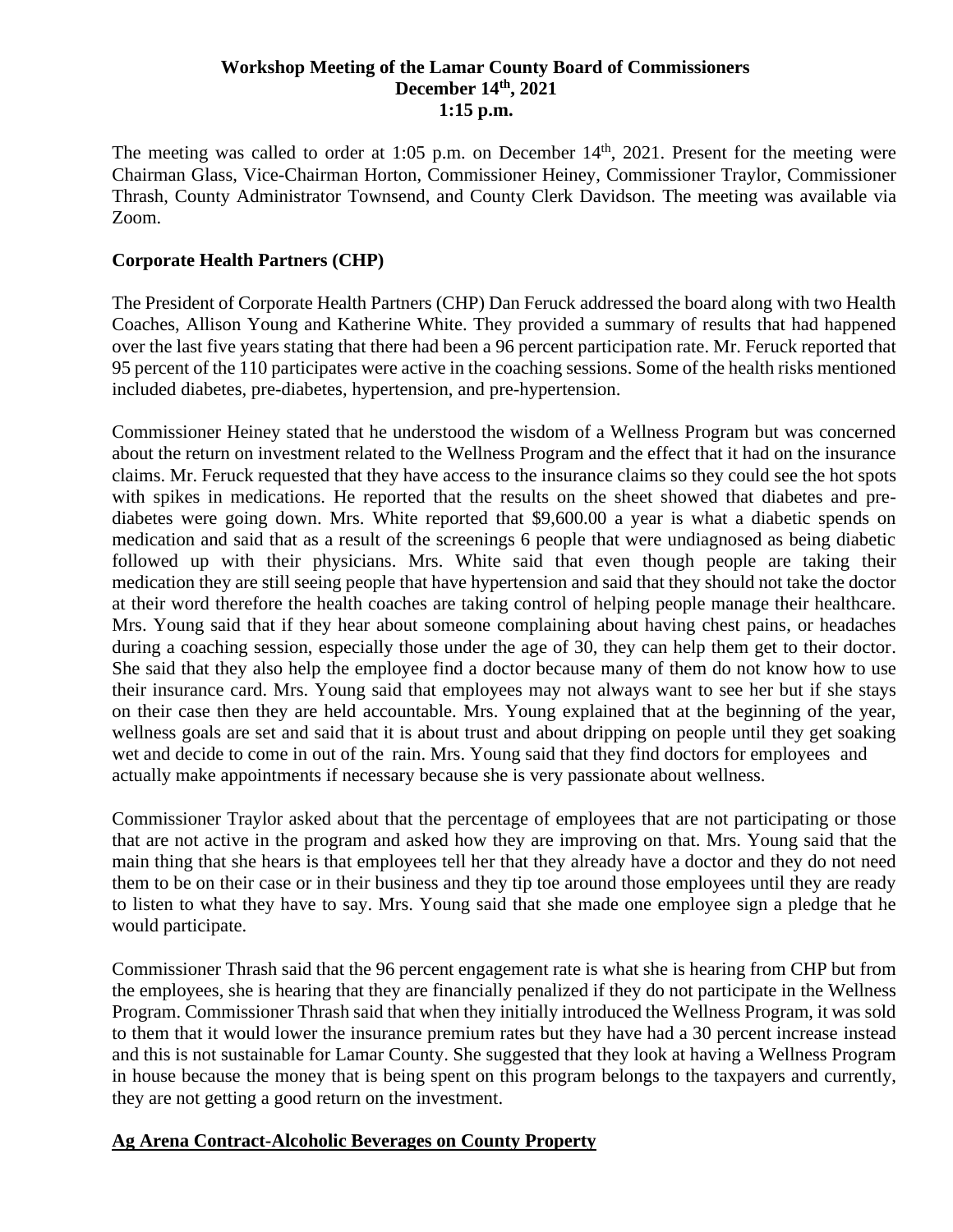**Workshop Meeting of the Lamar County Board of Commissioners**
**December 14th, 2021**
**1:15 p.m.**

The meeting was called to order at 1:05 p.m. on December 14th, 2021. Present for the meeting were Chairman Glass, Vice-Chairman Horton, Commissioner Heiney, Commissioner Traylor, Commissioner Thrash, County Administrator Townsend, and County Clerk Davidson. The meeting was available via Zoom.

## Corporate Health Partners (CHP)

The President of Corporate Health Partners (CHP) Dan Feruck addressed the board along with two Health Coaches, Allison Young and Katherine White. They provided a summary of results that had happened over the last five years stating that there had been a 96 percent participation rate. Mr. Feruck reported that 95 percent of the 110 participates were active in the coaching sessions. Some of the health risks mentioned included diabetes, pre-diabetes, hypertension, and pre-hypertension.

Commissioner Heiney stated that he understood the wisdom of a Wellness Program but was concerned about the return on investment related to the Wellness Program and the effect that it had on the insurance claims. Mr. Feruck requested that they have access to the insurance claims so they could see the hot spots with spikes in medications. He reported that the results on the sheet showed that diabetes and pre-diabetes were going down. Mrs. White reported that $9,600.00 a year is what a diabetic spends on medication and said that as a result of the screenings 6 people that were undiagnosed as being diabetic followed up with their physicians. Mrs. White said that even though people are taking their medication they are still seeing people that have hypertension and said that they should not take the doctor at their word therefore the health coaches are taking control of helping people manage their healthcare. Mrs. Young said that if they hear about someone complaining about having chest pains, or headaches during a coaching session, especially those under the age of 30, they can help them get to their doctor. She said that they also help the employee find a doctor because many of them do not know how to use their insurance card. Mrs. Young said that employees may not always want to see her but if she stays on their case then they are held accountable. Mrs. Young explained that at the beginning of the year, wellness goals are set and said that it is about trust and about dripping on people until they get soaking wet and decide to come in out of the rain. Mrs. Young said that they find doctors for employees and actually make appointments if necessary because she is very passionate about wellness.

Commissioner Traylor asked about that the percentage of employees that are not participating or those that are not active in the program and asked how they are improving on that. Mrs. Young said that the main thing that she hears is that employees tell her that they already have a doctor and they do not need them to be on their case or in their business and they tip toe around those employees until they are ready to listen to what they have to say. Mrs. Young said that she made one employee sign a pledge that he would participate.

Commissioner Thrash said that the 96 percent engagement rate is what she is hearing from CHP but from the employees, she is hearing that they are financially penalized if they do not participate in the Wellness Program. Commissioner Thrash said that when they initially introduced the Wellness Program, it was sold to them that it would lower the insurance premium rates but they have had a 30 percent increase instead and this is not sustainable for Lamar County. She suggested that they look at having a Wellness Program in house because the money that is being spent on this program belongs to the taxpayers and currently, they are not getting a good return on the investment.

## Ag Arena Contract-Alcoholic Beverages on County Property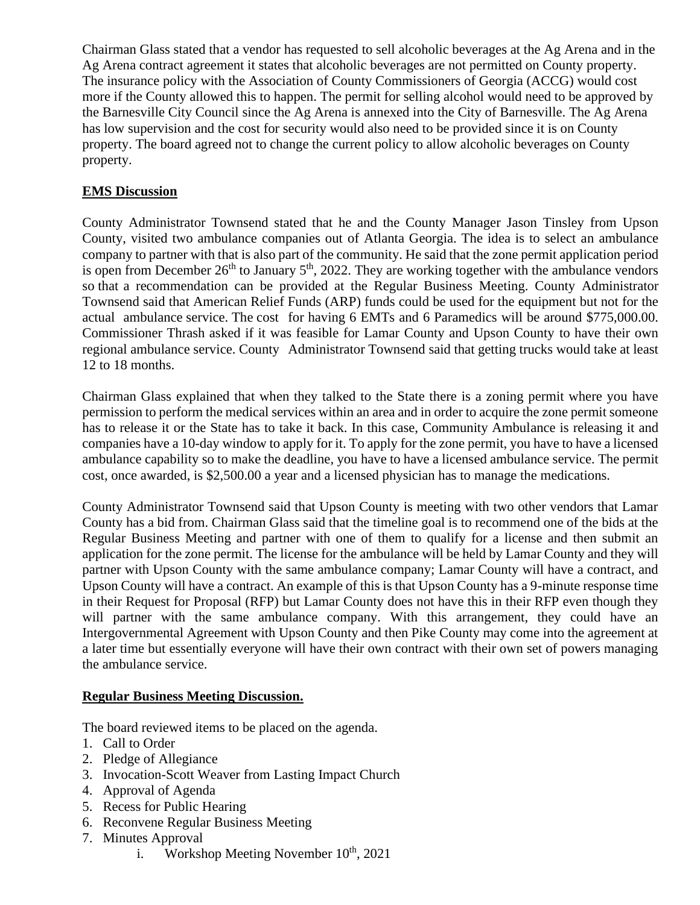Chairman Glass stated that a vendor has requested to sell alcoholic beverages at the Ag Arena and in the Ag Arena contract agreement it states that alcoholic beverages are not permitted on County property. The insurance policy with the Association of County Commissioners of Georgia (ACCG) would cost more if the County allowed this to happen. The permit for selling alcohol would need to be approved by the Barnesville City Council since the Ag Arena is annexed into the City of Barnesville. The Ag Arena has low supervision and the cost for security would also need to be provided since it is on County property. The board agreed not to change the current policy to allow alcoholic beverages on County property.

**EMS Discussion**

County Administrator Townsend stated that he and the County Manager Jason Tinsley from Upson County, visited two ambulance companies out of Atlanta Georgia. The idea is to select an ambulance company to partner with that is also part of the community. He said that the zone permit application period is open from December 26th to January 5th, 2022. They are working together with the ambulance vendors so that a recommendation can be provided at the Regular Business Meeting. County Administrator Townsend said that American Relief Funds (ARP) funds could be used for the equipment but not for the actual ambulance service. The cost for having 6 EMTs and 6 Paramedics will be around $775,000.00. Commissioner Thrash asked if it was feasible for Lamar County and Upson County to have their own regional ambulance service. County Administrator Townsend said that getting trucks would take at least 12 to 18 months.

Chairman Glass explained that when they talked to the State there is a zoning permit where you have permission to perform the medical services within an area and in order to acquire the zone permit someone has to release it or the State has to take it back. In this case, Community Ambulance is releasing it and companies have a 10-day window to apply for it. To apply for the zone permit, you have to have a licensed ambulance capability so to make the deadline, you have to have a licensed ambulance service. The permit cost, once awarded, is $2,500.00 a year and a licensed physician has to manage the medications.

County Administrator Townsend said that Upson County is meeting with two other vendors that Lamar County has a bid from. Chairman Glass said that the timeline goal is to recommend one of the bids at the Regular Business Meeting and partner with one of them to qualify for a license and then submit an application for the zone permit. The license for the ambulance will be held by Lamar County and they will partner with Upson County with the same ambulance company; Lamar County will have a contract, and Upson County will have a contract. An example of this is that Upson County has a 9-minute response time in their Request for Proposal (RFP) but Lamar County does not have this in their RFP even though they will partner with the same ambulance company. With this arrangement, they could have an Intergovernmental Agreement with Upson County and then Pike County may come into the agreement at a later time but essentially everyone will have their own contract with their own set of powers managing the ambulance service.

**Regular Business Meeting Discussion.**

The board reviewed items to be placed on the agenda.

1. Call to Order
2. Pledge of Allegiance
3. Invocation-Scott Weaver from Lasting Impact Church
4. Approval of Agenda
5. Recess for Public Hearing
6. Reconvene Regular Business Meeting
7. Minutes Approval
   i. Workshop Meeting November 10th, 2021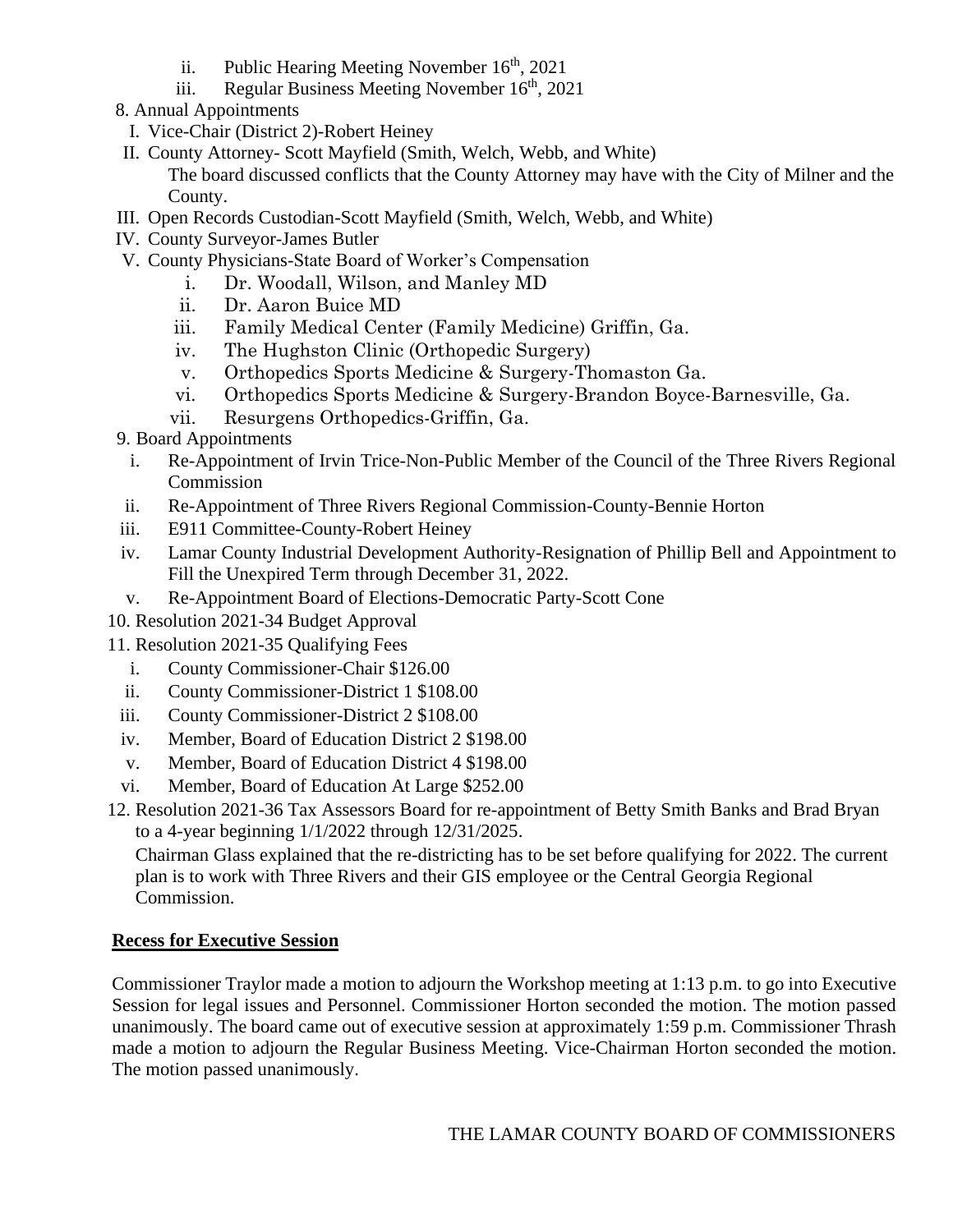ii. Public Hearing Meeting November 16th, 2021
  iii. Regular Business Meeting November 16th, 2021

8. Annual Appointments
   I. Vice-Chair (District 2)-Robert Heiney
   II. County Attorney- Scott Mayfield (Smith, Welch, Webb, and White)
      The board discussed conflicts that the County Attorney may have with the City of Milner and the County.
   III. Open Records Custodian-Scott Mayfield (Smith, Welch, Webb, and White)
   IV. County Surveyor-James Butler
   V. County Physicians-State Board of Worker's Compensation
      i. Dr. Woodall, Wilson, and Manley MD
      ii. Dr. Aaron Buice MD
      iii. Family Medical Center (Family Medicine) Griffin, Ga.
      iv. The Hughston Clinic (Orthopedic Surgery)
      v. Orthopedics Sports Medicine & Surgery-Thomaston Ga.
      vi. Orthopedics Sports Medicine & Surgery-Brandon Boyce-Barnesville, Ga.
      vii. Resurgens Orthopedics-Griffin, Ga.

9. Board Appointments
   i. Re-Appointment of Irvin Trice-Non-Public Member of the Council of the Three Rivers Regional Commission
   ii. Re-Appointment of Three Rivers Regional Commission-County-Bennie Horton
   iii. E911 Committee-County-Robert Heiney
   iv. Lamar County Industrial Development Authority-Resignation of Phillip Bell and Appointment to Fill the Unexpired Term through December 31, 2022.
   v. Re-Appointment Board of Elections-Democratic Party-Scott Cone

10. Resolution 2021-34 Budget Approval

11. Resolution 2021-35 Qualifying Fees
    i. County Commissioner-Chair $126.00
    ii. County Commissioner-District 1 $108.00
    iii. County Commissioner-District 2 $108.00
    iv. Member, Board of Education District 2 $198.00
    v. Member, Board of Education District 4 $198.00
    vi. Member, Board of Education At Large $252.00

12. Resolution 2021-36 Tax Assessors Board for re-appointment of Betty Smith Banks and Brad Bryan to a 4-year beginning 1/1/2022 through 12/31/2025.
    Chairman Glass explained that the re-districting has to be set before qualifying for 2022. The current plan is to work with Three Rivers and their GIS employee or the Central Georgia Regional Commission.

**Recess for Executive Session**

Commissioner Traylor made a motion to adjourn the Workshop meeting at 1:13 p.m. to go into Executive Session for legal issues and Personnel. Commissioner Horton seconded the motion. The motion passed unanimously. The board came out of executive session at approximately 1:59 p.m. Commissioner Thrash made a motion to adjourn the Regular Business Meeting. Vice-Chairman Horton seconded the motion. The motion passed unanimously.

THE LAMAR COUNTY BOARD OF COMMISSIONERS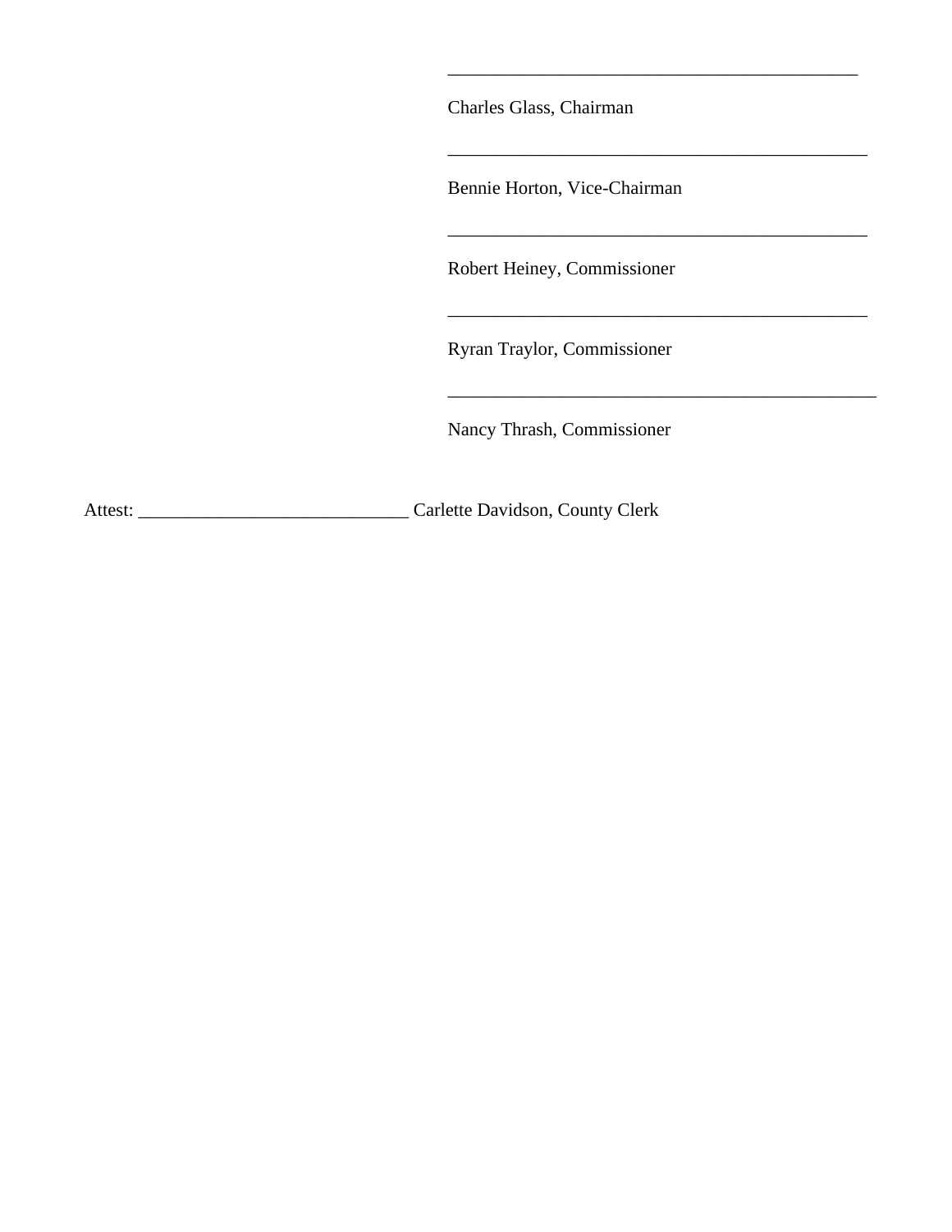\_\_\_\_\_\_\_\_\_\_\_\_\_\_\_\_\_\_\_\_\_\_\_\_\_\_\_\_\_\_\_\_\_\_\_\_\_\_\_\_\_\_\_\_

Charles Glass, Chairman

\_\_\_\_\_\_\_\_\_\_\_\_\_\_\_\_\_\_\_\_\_\_\_\_\_\_\_\_\_\_\_\_\_\_\_\_\_\_\_\_\_\_\_\_

Bennie Horton, Vice-Chairman

\_\_\_\_\_\_\_\_\_\_\_\_\_\_\_\_\_\_\_\_\_\_\_\_\_\_\_\_\_\_\_\_\_\_\_\_\_\_\_\_\_\_\_\_

Robert Heiney, Commissioner

\_\_\_\_\_\_\_\_\_\_\_\_\_\_\_\_\_\_\_\_\_\_\_\_\_\_\_\_\_\_\_\_\_\_\_\_\_\_\_\_\_\_\_\_

Ryran Traylor, Commissioner

\_\_\_\_\_\_\_\_\_\_\_\_\_\_\_\_\_\_\_\_\_\_\_\_\_\_\_\_\_\_\_\_\_\_\_\_\_\_\_\_\_\_\_\_

Nancy Thrash, Commissioner

Attest: \_\_\_\_\_\_\_\_\_\_\_\_\_\_\_\_\_\_\_\_\_\_\_\_\_\_\_\_\_ Carlette Davidson, County Clerk